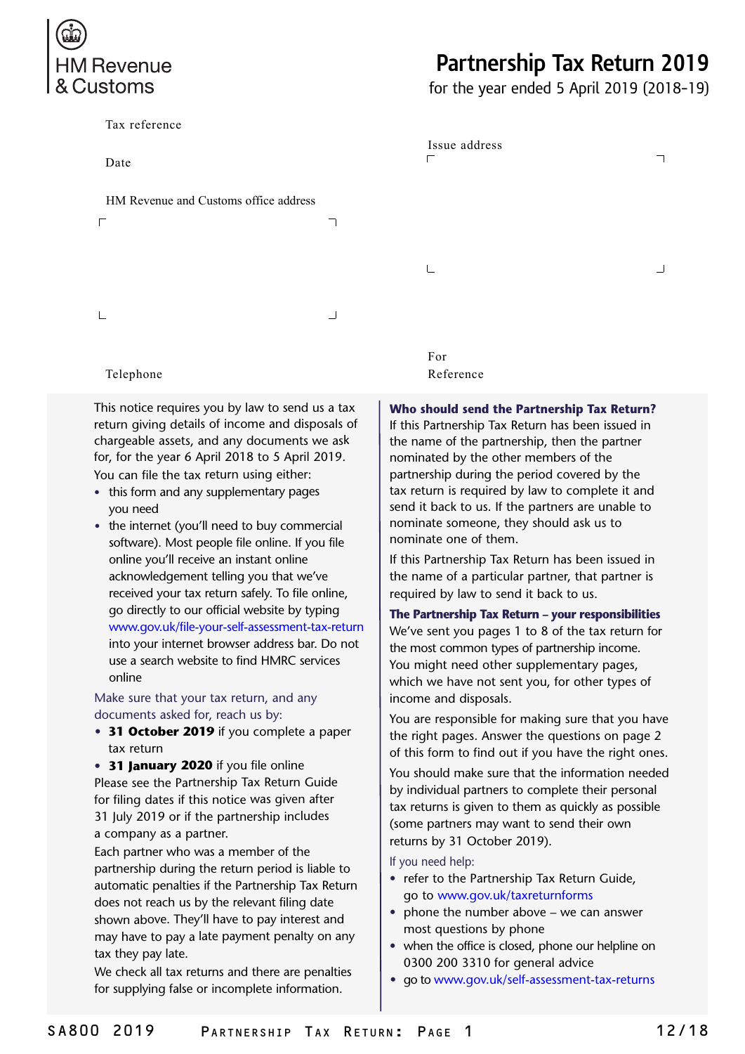HM Revenue & Customs

# Partnership Tax Return 2019

for the year ended 5 April 2019 (2018–19)

Tax reference

Date

HM Revenue and Customs office address

Telephone

Issue address

For Reference

This notice requires you by law to send us a tax return giving details of income and disposals of chargeable assets, and any documents we ask for, for the year 6 April 2018 to 5 April 2019.

You can file the tax return using either:

- this form and any supplementary pages you need
- the internet (you'll need to buy commercial software). Most people file online. If you file online you'll receive an instant online acknowledgement telling you that we've received your tax return safely. To file online, go directly to our official website by typing www.gov.uk/file-your-self-assessment-tax-return into your internet browser address bar. Do not use a search website to find HMRC services online

Make sure that your tax return, and any documents asked for, reach us by:

- **31 October 2019** if you complete a paper tax return
- **31 January 2020** if you file online

Please see the Partnership Tax Return Guide for filing dates if this notice was given after 31 July 2019 or if the partnership includes a company as a partner.

Each partner who was a member of the partnership during the return period is liable to automatic penalties if the Partnership Tax Return does not reach us by the relevant filing date shown above. They'll have to pay interest and may have to pay a late payment penalty on any tax they pay late.

We check all tax returns and there are penalties for supplying false or incomplete information.

### Who should send the Partnership Tax Return?

If this Partnership Tax Return has been issued in the name of the partnership, then the partner nominated by the other members of the partnership during the period covered by the tax return is required by law to complete it and send it back to us. If the partners are unable to nominate someone, they should ask us to nominate one of them.

If this Partnership Tax Return has been issued in the name of a particular partner, that partner is required by law to send it back to us.

### The Partnership Tax Return – your responsibilities

We've sent you pages 1 to 8 of the tax return for the most common types of partnership income. You might need other supplementary pages, which we have not sent you, for other types of income and disposals.

You are responsible for making sure that you have the right pages. Answer the questions on page 2 of this form to find out if you have the right ones.

You should make sure that the information needed by individual partners to complete their personal tax returns is given to them as quickly as possible (some partners may want to send their own returns by 31 October 2019).

If you need help:

- refer to the Partnership Tax Return Guide, go to www.gov.uk/taxreturnforms
- phone the number above – we can answer most questions by phone
- when the office is closed, phone our helpline on 0300 200 3310 for general advice
- go to www.gov.uk/self-assessment-tax-returns

SA800 2019 PARTNERSHIP TAX RETURN: PAGE 1 12/18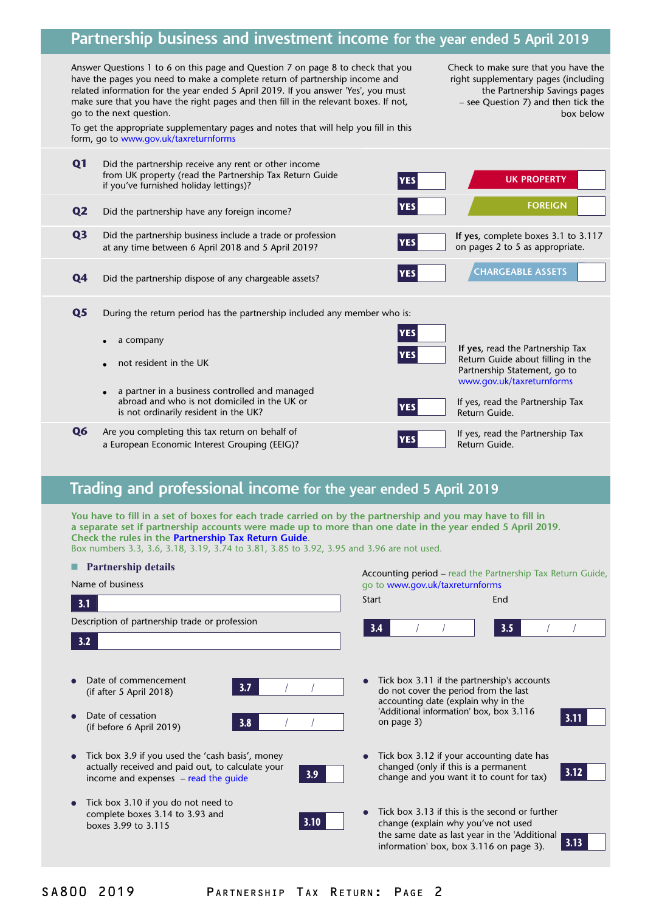## Partnership business and investment income for the year ended 5 April 2019

Answer Questions 1 to 6 on this page and Question 7 on page 8 to check that you have the pages you need to make a complete return of partnership income and related information for the year ended 5 April 2019. If you answer 'Yes', you must make sure that you have the right pages and then fill in the relevant boxes. If not, go to the next question.

To get the appropriate supplementary pages and notes that will help you fill in this form, go to www.gov.uk/taxreturnforms

Check to make sure that you have the right supplementary pages (including the Partnership Savings pages – see Question 7) and then tick the box below

**Q1** Did the partnership receive any rent or other income from UK property (read the Partnership Tax Return Guide if you've furnished holiday lettings)? **YES** ☐ — **UK PROPERTY** ☐

**Q2** Did the partnership have any foreign income? **YES** ☐ — **FOREIGN** ☐

**Q3** Did the partnership business include a trade or profession at any time between 6 April 2018 and 5 April 2019? **YES** ☐ — **If yes**, complete boxes 3.1 to 3.117 on pages 2 to 5 as appropriate.

**Q4** Did the partnership dispose of any chargeable assets? **YES** ☐ — **CHARGEABLE ASSETS** ☐

**Q5** During the return period has the partnership included any member who is:

- a company **YES** ☐
- not resident in the UK **YES** ☐

**If yes**, read the Partnership Tax Return Guide about filling in the Partnership Statement, go to www.gov.uk/taxreturnforms

- a partner in a business controlled and managed abroad and who is not domiciled in the UK or is not ordinarily resident in the UK? **YES** ☐ — If yes, read the Partnership Tax Return Guide.

**Q6** Are you completing this tax return on behalf of a European Economic Interest Grouping (EEIG)? **YES** ☐ — If yes, read the Partnership Tax Return Guide.

## Trading and professional income for the year ended 5 April 2019

**You have to fill in a set of boxes for each trade carried on by the partnership and you may have to fill in a separate set if partnership accounts were made up to more than one date in the year ended 5 April 2019. Check the rules in the Partnership Tax Return Guide.**

Box numbers 3.3, 3.6, 3.18, 3.19, 3.74 to 3.81, 3.85 to 3.92, 3.95 and 3.96 are not used.

### Partnership details

Name of business

**3.1** ☐

Description of partnership trade or profession

**3.2** ☐

Accounting period – read the Partnership Tax Return Guide, go to www.gov.uk/taxreturnforms

Start **3.4** / / End **3.5** / /

- Date of commencement (if after 5 April 2018) **3.7** / /
- Date of cessation (if before 6 April 2019) **3.8** / /
- Tick box 3.9 if you used the 'cash basis', money actually received and paid out, to calculate your income and expenses – read the guide **3.9** ☐
- Tick box 3.10 if you do not need to complete boxes 3.14 to 3.93 and boxes 3.99 to 3.115 **3.10** ☐
- Tick box 3.11 if the partnership's accounts do not cover the period from the last accounting date (explain why in the 'Additional information' box, box 3.116 on page 3) **3.11** ☐
- Tick box 3.12 if your accounting date has changed (only if this is a permanent change and you want it to count for tax) **3.12** ☐
- Tick box 3.13 if this is the second or further change (explain why you've not used the same date as last year in the 'Additional information' box, box 3.116 on page 3). **3.13** ☐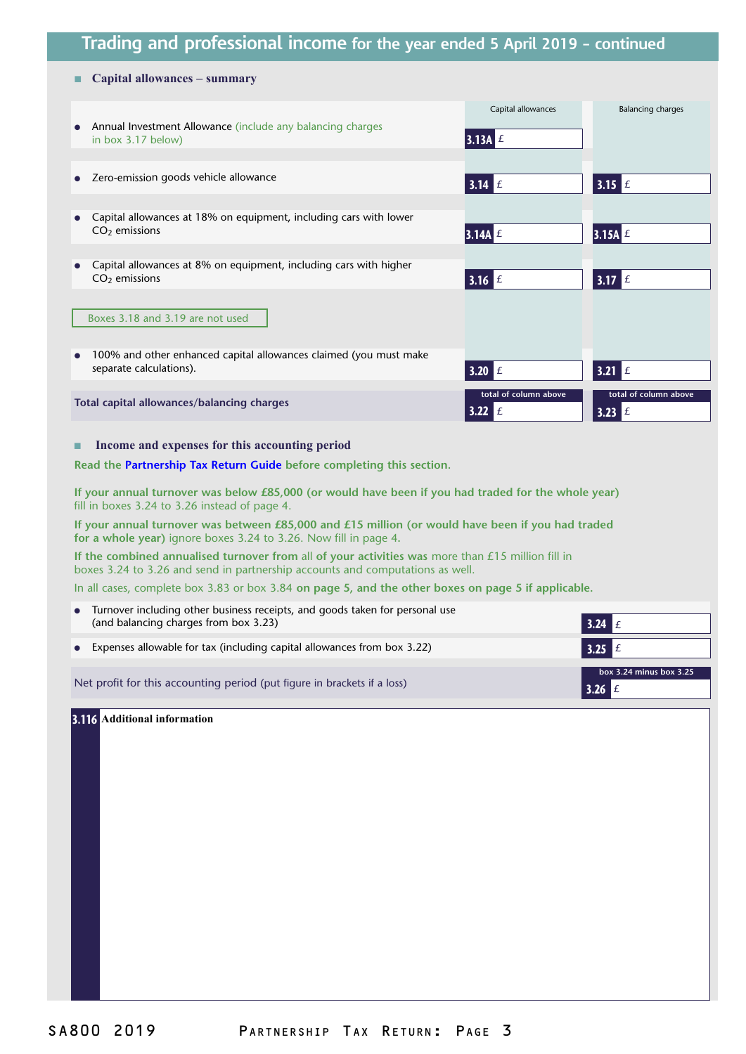# Trading and professional income for the year ended 5 April 2019 – continued

## Capital allowances – summary

| | Capital allowances | Balancing charges |
|---|---|---|
| • Annual Investment Allowance (include any balancing charges in box 3.17 below) | 3.13A £ | |
| • Zero-emission goods vehicle allowance | 3.14 £ | 3.15 £ |
| • Capital allowances at 18% on equipment, including cars with lower $CO_2$ emissions | 3.14A £ | 3.15A £ |
| • Capital allowances at 8% on equipment, including cars with higher $CO_2$ emissions | 3.16 £ | 3.17 £ |
| Boxes 3.18 and 3.19 are not used | | |
| • 100% and other enhanced capital allowances claimed (you must make separate calculations). | 3.20 £ | 3.21 £ |
| **Total capital allowances/balancing charges** | total of column above 3.22 £ | total of column above 3.23 £ |

## Income and expenses for this accounting period

**Read the Partnership Tax Return Guide before completing this section.**

**If your annual turnover was below £85,000 (or would have been if you had traded for the whole year)** fill in boxes 3.24 to 3.26 instead of page 4.

**If your annual turnover was between £85,000 and £15 million (or would have been if you had traded for a whole year)** ignore boxes 3.24 to 3.26. Now fill in page 4.

**If the combined annualised turnover from** all **of your activities was** more than £15 million fill in boxes 3.24 to 3.26 and send in partnership accounts and computations as well.

In all cases, complete box 3.83 or box 3.84 **on page 5, and the other boxes on page 5 if applicable.**

| | |
|---|---|
| • Turnover including other business receipts, and goods taken for personal use (and balancing charges from box 3.23) | 3.24 £ |
| • Expenses allowable for tax (including capital allowances from box 3.22) | 3.25 £ |
| Net profit for this accounting period (put figure in brackets if a loss) | box 3.24 minus box 3.25 3.26 £ |

**3.116 Additional information**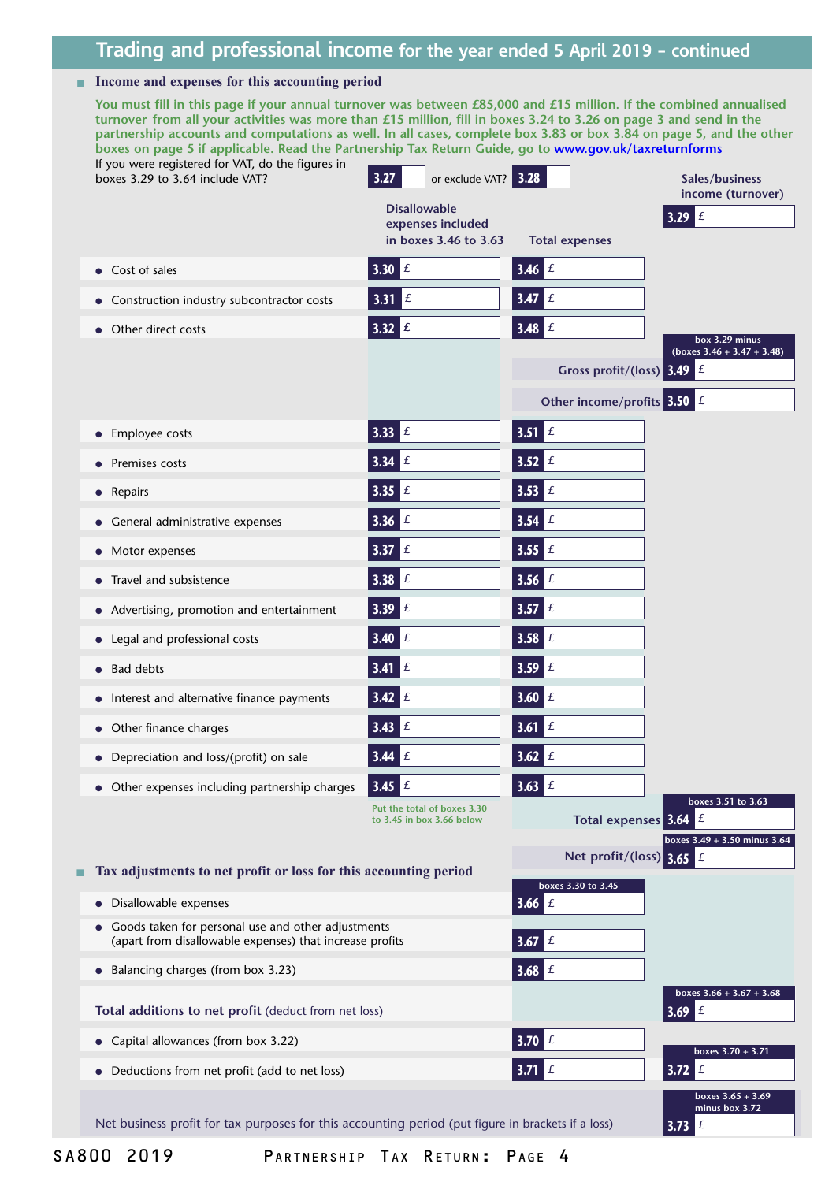# Trading and professional income for the year ended 5 April 2019 – continued

## Income and expenses for this accounting period

**You must fill in this page if your annual turnover was between £85,000 and £15 million. If the combined annualised turnover from all your activities was more than £15 million, fill in boxes 3.24 to 3.26 on page 3 and send in the partnership accounts and computations as well. In all cases, complete box 3.83 or box 3.84 on page 5, and the other boxes on page 5 if applicable. Read the Partnership Tax Return Guide, go to www.gov.uk/taxreturnforms**

If you were registered for VAT, do the figures in boxes 3.29 to 3.64 include VAT? **3.27** [ ] or exclude VAT? **3.28** [ ]

| | Disallowable expenses included in boxes 3.46 to 3.63 | Total expenses | Sales/business income (turnover) |
|---|---|---|---|
| | | | **3.29** £ |
| • Cost of sales | **3.30** £ | **3.46** £ | |
| • Construction industry subcontractor costs | **3.31** £ | **3.47** £ | |
| • Other direct costs | **3.32** £ | **3.48** £ | box 3.29 minus (boxes 3.46 + 3.47 + 3.48) |
| | | Gross profit/(loss) | **3.49** £ |
| | | Other income/profits | **3.50** £ |
| • Employee costs | **3.33** £ | **3.51** £ | |
| • Premises costs | **3.34** £ | **3.52** £ | |
| • Repairs | **3.35** £ | **3.53** £ | |
| • General administrative expenses | **3.36** £ | **3.54** £ | |
| • Motor expenses | **3.37** £ | **3.55** £ | |
| • Travel and subsistence | **3.38** £ | **3.56** £ | |
| • Advertising, promotion and entertainment | **3.39** £ | **3.57** £ | |
| • Legal and professional costs | **3.40** £ | **3.58** £ | |
| • Bad debts | **3.41** £ | **3.59** £ | |
| • Interest and alternative finance payments | **3.42** £ | **3.60** £ | |
| • Other finance charges | **3.43** £ | **3.61** £ | |
| • Depreciation and loss/(profit) on sale | **3.44** £ | **3.62** £ | |
| • Other expenses including partnership charges | **3.45** £ | **3.63** £ | boxes 3.51 to 3.63 |
| | Put the total of boxes 3.30 to 3.45 in box 3.66 below | Total expenses | **3.64** £ |
| | | | boxes 3.49 + 3.50 minus 3.64 |
| | | Net profit/(loss) | **3.65** £ |

## Tax adjustments to net profit or loss for this accounting period

| | | |
|---|---|---|
| • Disallowable expenses | boxes 3.30 to 3.45 **3.66** £ | |
| • Goods taken for personal use and other adjustments (apart from disallowable expenses) that increase profits | **3.67** £ | |
| • Balancing charges (from box 3.23) | **3.68** £ | |
| **Total additions to net profit** (deduct from net loss) | | boxes 3.66 + 3.67 + 3.68 **3.69** £ |
| • Capital allowances (from box 3.22) | **3.70** £ | |
| • Deductions from net profit (add to net loss) | **3.71** £ | boxes 3.70 + 3.71 **3.72** £ |
| Net business profit for tax purposes for this accounting period (put figure in brackets if a loss) | | boxes 3.65 + 3.69 minus box 3.72 **3.73** £ |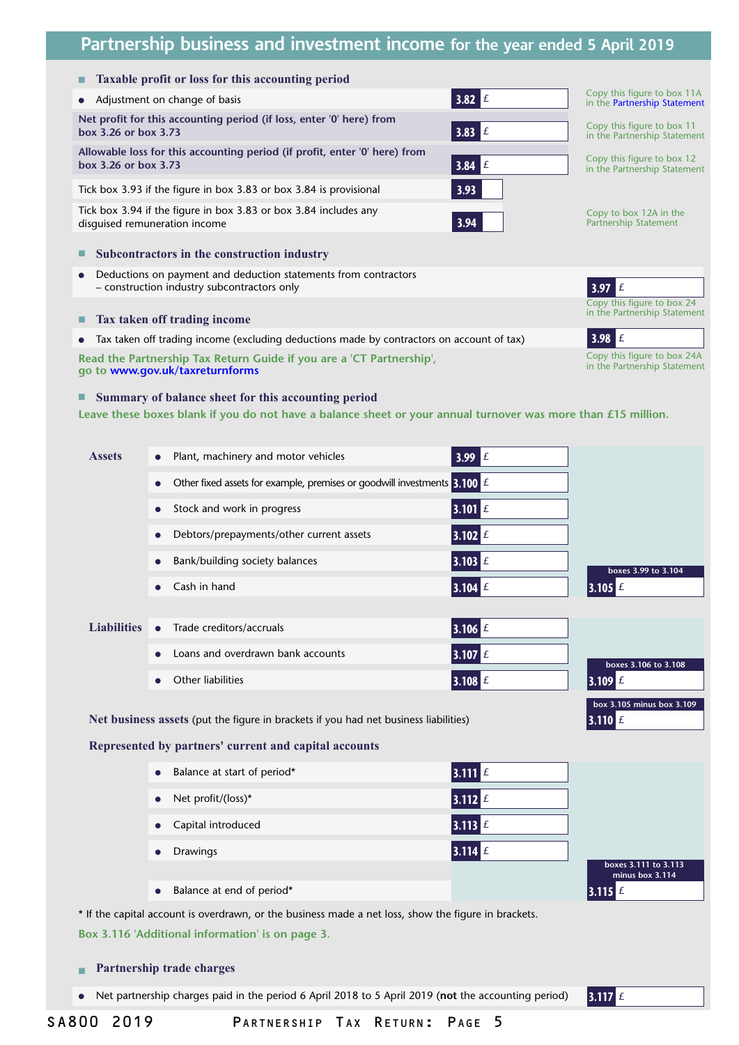# Partnership business and investment income for the year ended 5 April 2019

## Taxable profit or loss for this accounting period

- Adjustment on change of basis — **3.82** £ — Copy this figure to box 11A in the Partnership Statement

Net profit for this accounting period (if loss, enter '0' here) from box 3.26 or box 3.73 — **3.83** £ — Copy this figure to box 11 in the Partnership Statement

Allowable loss for this accounting period (if profit, enter '0' here) from box 3.26 or box 3.73 — **3.84** £ — Copy this figure to box 12 in the Partnership Statement

Tick box 3.93 if the figure in box 3.83 or box 3.84 is provisional — **3.93**

Tick box 3.94 if the figure in box 3.83 or box 3.84 includes any disguised remuneration income — **3.94** — Copy to box 12A in the Partnership Statement

## Subcontractors in the construction industry

- Deductions on payment and deduction statements from contractors – construction industry subcontractors only — **3.97** £ — Copy this figure to box 24 in the Partnership Statement

## Tax taken off trading income

- Tax taken off trading income (excluding deductions made by contractors on account of tax) — **3.98** £ — Copy this figure to box 24A in the Partnership Statement

Read the Partnership Tax Return Guide if you are a 'CT Partnership', go to www.gov.uk/taxreturnforms

## Summary of balance sheet for this accounting period

Leave these boxes blank if you do not have a balance sheet or your annual turnover was more than £15 million.

**Assets**

- Plant, machinery and motor vehicles — **3.99** £
- Other fixed assets for example, premises or goodwill investments — **3.100** £
- Stock and work in progress — **3.101** £
- Debtors/prepayments/other current assets — **3.102** £
- Bank/building society balances — **3.103** £
- Cash in hand — **3.104** £

boxes 3.99 to 3.104 — **3.105** £

**Liabilities**

- Trade creditors/accruals — **3.106** £
- Loans and overdrawn bank accounts — **3.107** £
- Other liabilities — **3.108** £

boxes 3.106 to 3.108 — **3.109** £

**Net business assets** (put the figure in brackets if you had net business liabilities) — box 3.105 minus box 3.109 — **3.110** £

**Represented by partners' current and capital accounts**

- Balance at start of period* — **3.111** £
- Net profit/(loss)* — **3.112** £
- Capital introduced — **3.113** £
- Drawings — **3.114** £
- Balance at end of period* — boxes 3.111 to 3.113 minus box 3.114 — **3.115** £

* If the capital account is overdrawn, or the business made a net loss, show the figure in brackets.

Box 3.116 'Additional information' is on page 3.

## Partnership trade charges

- Net partnership charges paid in the period 6 April 2018 to 5 April 2019 (**not** the accounting period) — **3.117** £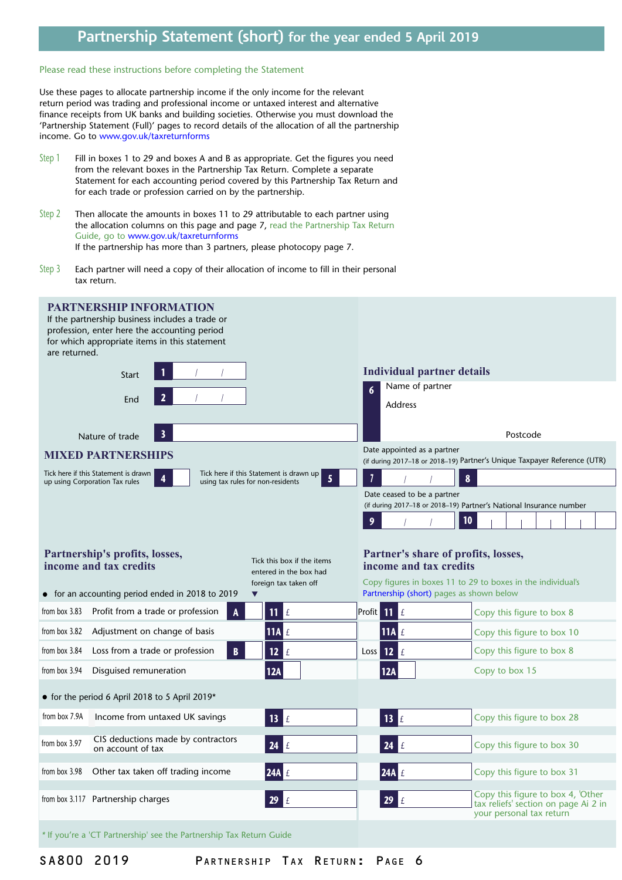# Partnership Statement (short) for the year ended 5 April 2019

Please read these instructions before completing the Statement

Use these pages to allocate partnership income if the only income for the relevant return period was trading and professional income or untaxed interest and alternative finance receipts from UK banks and building societies. Otherwise you must download the 'Partnership Statement (Full)' pages to record details of the allocation of all the partnership income. Go to www.gov.uk/taxreturnforms

**Step 1** Fill in boxes 1 to 29 and boxes A and B as appropriate. Get the figures you need from the relevant boxes in the Partnership Tax Return. Complete a separate Statement for each accounting period covered by this Partnership Tax Return and for each trade or profession carried on by the partnership.

**Step 2** Then allocate the amounts in boxes 11 to 29 attributable to each partner using the allocation columns on this page and page 7, read the Partnership Tax Return Guide, go to www.gov.uk/taxreturnforms
If the partnership has more than 3 partners, please photocopy page 7.

**Step 3** Each partner will need a copy of their allocation of income to fill in their personal tax return.

## PARTNERSHIP INFORMATION

If the partnership business includes a trade or profession, enter here the accounting period for which appropriate items in this statement are returned.

Start **1** / /

End **2** / /

Nature of trade **3**

## MIXED PARTNERSHIPS

Tick here if this Statement is drawn up using Corporation Tax rules **4**

Tick here if this Statement is drawn up using tax rules for non-residents **5**

## Individual partner details

**6** Name of partner

Address

Postcode

Date appointed as a partner (if during 2017–18 or 2018–19) **7** / /

Partner's Unique Taxpayer Reference (UTR) **8**

Date ceased to be a partner (if during 2017–18 or 2018–19) **9** / /

Partner's National Insurance number **10**

## Partnership's profits, losses, income and tax credits

## Partner's share of profits, losses, income and tax credits

Copy figures in boxes 11 to 29 to boxes in the individual's Partnership (short) pages as shown below

Tick this box if the items entered in the box had foreign tax taken off

- for an accounting period ended in 2018 to 2019

| Source | Item | Foreign tax box | Partnership | | Partner's share | Instruction |
|---|---|---|---|---|---|---|
| from box 3.83 | Profit from a trade or profession | **A** | **11** £ | Profit | **11** £ | Copy this figure to box 8 |
| from box 3.82 | Adjustment on change of basis | | **11A** £ | | **11A** £ | Copy this figure to box 10 |
| from box 3.84 | Loss from a trade or profession | **B** | **12** £ | Loss | **12** £ | Copy this figure to box 8 |
| from box 3.94 | Disguised remuneration | | **12A** | | **12A** | Copy to box 15 |

- for the period 6 April 2018 to 5 April 2019*

| Source | Item | Partnership | Partner's share | Instruction |
|---|---|---|---|---|
| from box 7.9A | Income from untaxed UK savings | **13** £ | **13** £ | Copy this figure to box 28 |
| from box 3.97 | CIS deductions made by contractors on account of tax | **24** £ | **24** £ | Copy this figure to box 30 |
| from box 3.98 | Other tax taken off trading income | **24A** £ | **24A** £ | Copy this figure to box 31 |
| from box 3.117 | Partnership charges | **29** £ | **29** £ | Copy this figure to box 4, 'Other tax reliefs' section on page Ai 2 in your personal tax return |

\* If you're a 'CT Partnership' see the Partnership Tax Return Guide

SA800 2019 PARTNERSHIP TAX RETURN: PAGE 6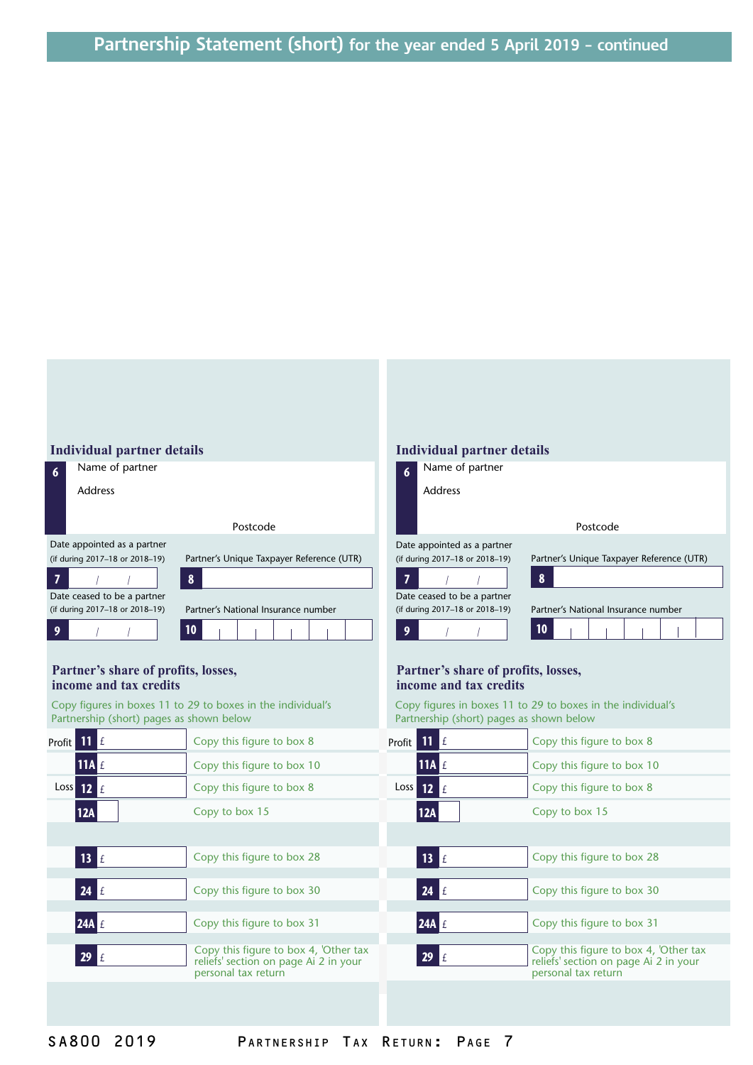# Partnership Statement (short) for the year ended 5 April 2019 – continued

## Individual partner details

**6** Name of partner

Address

Postcode

Date appointed as a partner (if during 2017–18 or 2018–19)

**7** / /

Partner's Unique Taxpayer Reference (UTR)

**8**

Date ceased to be a partner (if during 2017–18 or 2018–19)

**9** / /

Partner's National Insurance number

**10**

### Partner's share of profits, losses, income and tax credits

Copy figures in boxes 11 to 29 to boxes in the individual's Partnership (short) pages as shown below

| | Box | Amount | Instruction |
|---|---|---|---|
| Profit | 11 | £ | Copy this figure to box 8 |
| | 11A | £ | Copy this figure to box 10 |
| Loss | 12 | £ | Copy this figure to box 8 |
| | 12A | | Copy to box 15 |
| | 13 | £ | Copy this figure to box 28 |
| | 24 | £ | Copy this figure to box 30 |
| | 24A | £ | Copy this figure to box 31 |
| | 29 | £ | Copy this figure to box 4, 'Other tax reliefs' section on page Ai 2 in your personal tax return |

## Individual partner details

**6** Name of partner

Address

Postcode

Date appointed as a partner (if during 2017–18 or 2018–19)

**7** / /

Partner's Unique Taxpayer Reference (UTR)

**8**

Date ceased to be a partner (if during 2017–18 or 2018–19)

**9** / /

Partner's National Insurance number

**10**

### Partner's share of profits, losses, income and tax credits

Copy figures in boxes 11 to 29 to boxes in the individual's Partnership (short) pages as shown below

| | Box | Amount | Instruction |
|---|---|---|---|
| Profit | 11 | £ | Copy this figure to box 8 |
| | 11A | £ | Copy this figure to box 10 |
| Loss | 12 | £ | Copy this figure to box 8 |
| | 12A | | Copy to box 15 |
| | 13 | £ | Copy this figure to box 28 |
| | 24 | £ | Copy this figure to box 30 |
| | 24A | £ | Copy this figure to box 31 |
| | 29 | £ | Copy this figure to box 4, 'Other tax reliefs' section on page Ai 2 in your personal tax return |

SA800 2019 PARTNERSHIP TAX RETURN: PAGE 7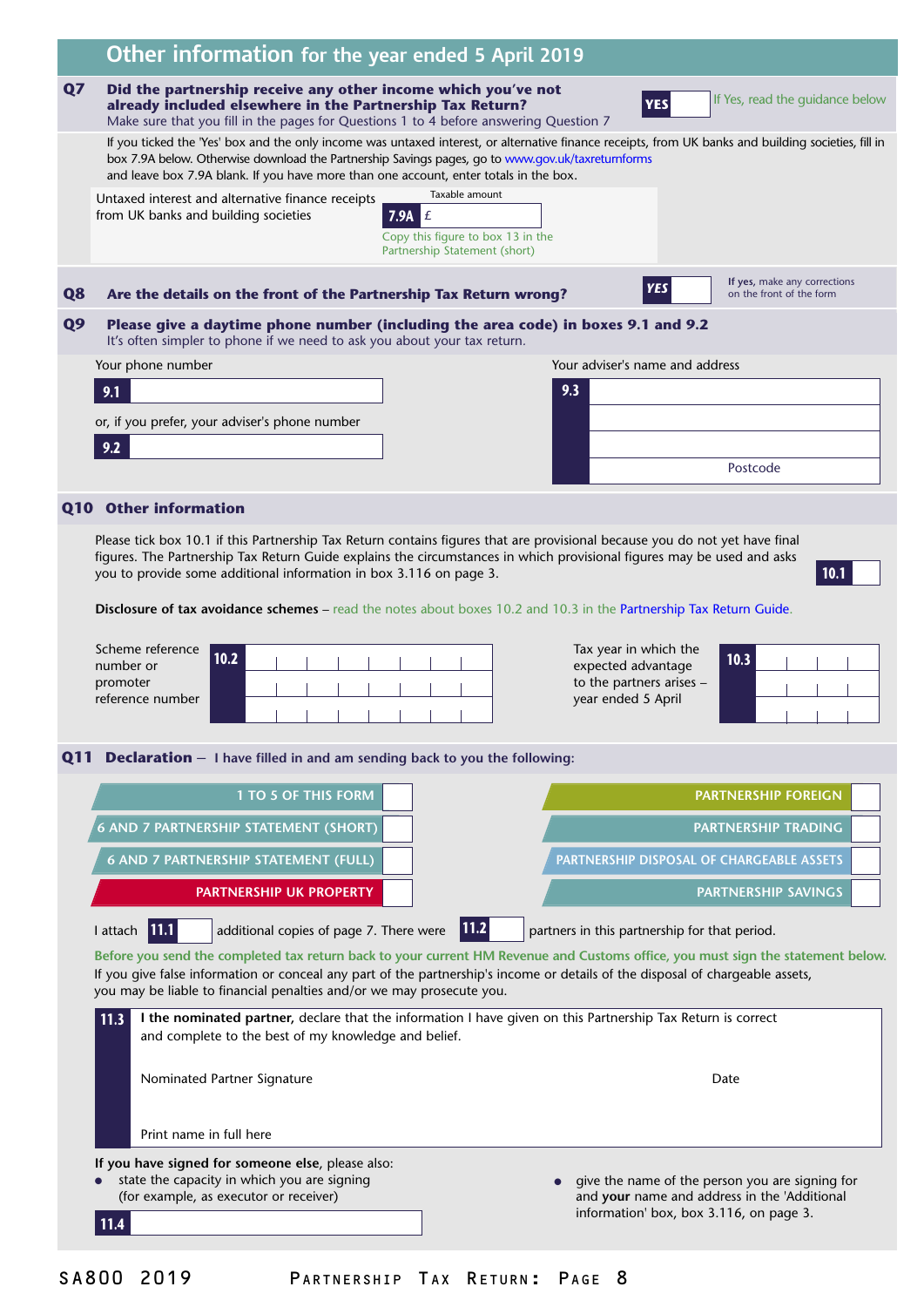## Other information for the year ended 5 April 2019

**Q7 Did the partnership receive any other income which you've not already included elsewhere in the Partnership Tax Return?**
Make sure that you fill in the pages for Questions 1 to 4 before answering Question 7

YES

If Yes, read the guidance below

If you ticked the 'Yes' box and the only income was untaxed interest, or alternative finance receipts, from UK banks and building societies, fill in box 7.9A below. Otherwise download the Partnership Savings pages, go to www.gov.uk/taxreturnforms and leave box 7.9A blank. If you have more than one account, enter totals in the box.

Untaxed interest and alternative finance receipts from UK banks and building societies

Taxable amount

**7.9A** £

Copy this figure to box 13 in the Partnership Statement (short)

**Q8 Are the details on the front of the Partnership Tax Return wrong?**

YES

If yes, make any corrections on the front of the form

**Q9 Please give a daytime phone number (including the area code) in boxes 9.1 and 9.2**
It's often simpler to phone if we need to ask you about your tax return.

Your phone number

**9.1**

or, if you prefer, your adviser's phone number

**9.2**

Your adviser's name and address

**9.3**

Postcode

**Q10 Other information**

Please tick box 10.1 if this Partnership Tax Return contains figures that are provisional because you do not yet have final figures. The Partnership Tax Return Guide explains the circumstances in which provisional figures may be used and asks you to provide some additional information in box 3.116 on page 3.

**10.1**

**Disclosure of tax avoidance schemes** – read the notes about boxes 10.2 and 10.3 in the Partnership Tax Return Guide.

Scheme reference number or promoter reference number

**10.2**

Tax year in which the expected advantage to the partners arises – year ended 5 April

**10.3**

**Q11 Declaration** – I have filled in and am sending back to you the following:

- 1 TO 5 OF THIS FORM
- 6 AND 7 PARTNERSHIP STATEMENT (SHORT)
- 6 AND 7 PARTNERSHIP STATEMENT (FULL)
- PARTNERSHIP UK PROPERTY
- PARTNERSHIP FOREIGN
- PARTNERSHIP TRADING
- PARTNERSHIP DISPOSAL OF CHARGEABLE ASSETS
- PARTNERSHIP SAVINGS

I attach **11.1** additional copies of page 7. There were **11.2** partners in this partnership for that period.

**Before you send the completed tax return back to your current HM Revenue and Customs office, you must sign the statement below.**
If you give false information or conceal any part of the partnership's income or details of the disposal of chargeable assets, you may be liable to financial penalties and/or we may prosecute you.

**11.3** **I the nominated partner,** declare that the information I have given on this Partnership Tax Return is correct and complete to the best of my knowledge and belief.

Nominated Partner Signature

Date

Print name in full here

**If you have signed for someone else**, please also:

- state the capacity in which you are signing (for example, as executor or receiver)
- give the name of the person you are signing for and **your** name and address in the 'Additional information' box, box 3.116, on page 3.

**11.4**

SA800 2019 PARTNERSHIP TAX RETURN: PAGE 8